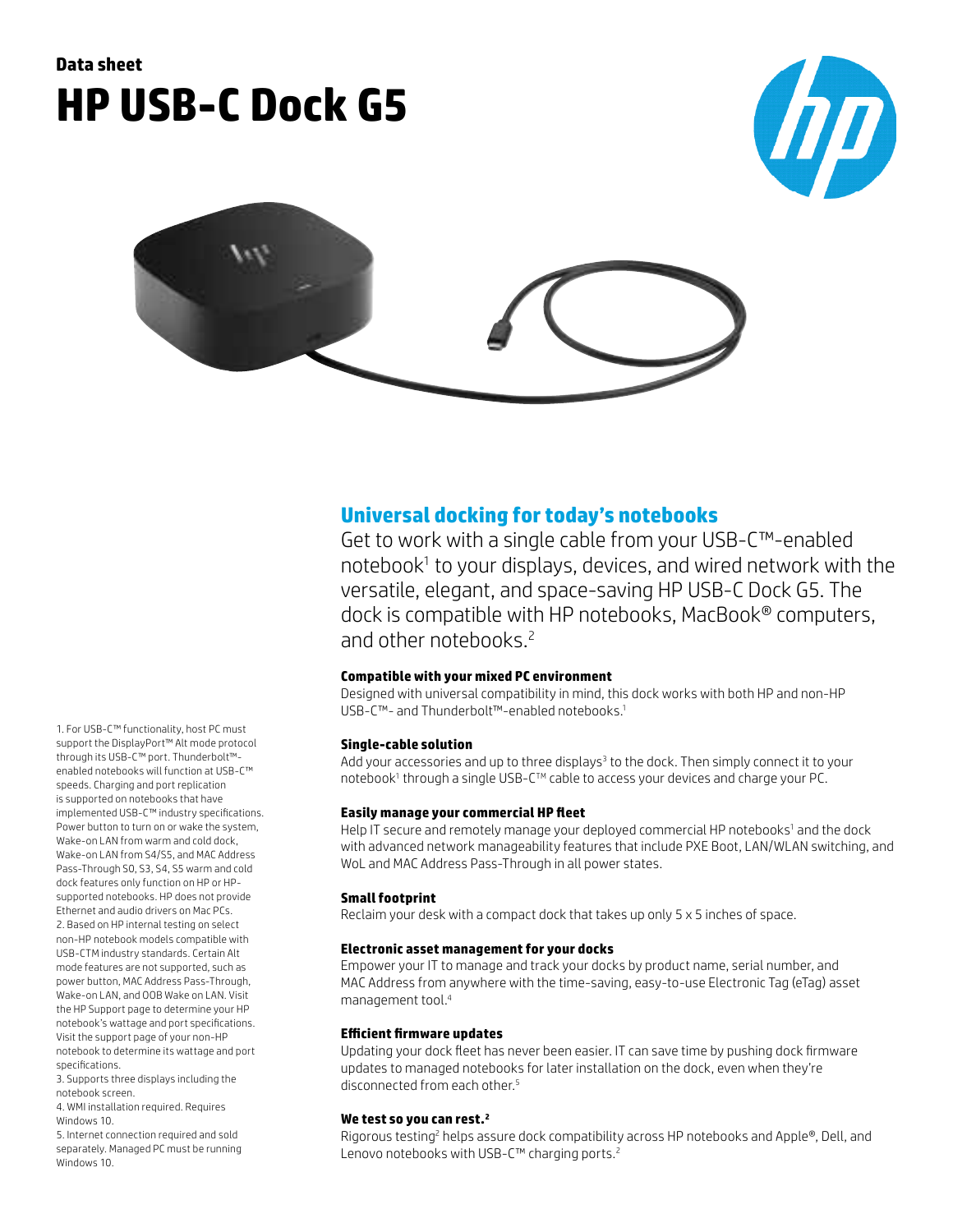Data sheet

# HP USB-C Dock G5

## Universal docking for today's notebooks

Get to work with a single cable from your USB-C™-enabled notebook[1] to your displays, devices, and wired network with the versatile, elegant, and space-saving HP USB-C Dock G5. The dock is compatible with HP notebooks, MacBook® computers, and other notebooks.[2]

### Compatible with your mixed PC environment

Designed with universal compatibility in mind, this dock works with both HP and non-HP USB-C™- and Thunderbolt™-enabled notebooks.[1]

### Single-cable solution

Add your accessories and up to three displays[3] to the dock. Then simply connect it to your notebook[1] through a single USB-C™ cable to access your devices and charge your PC.

### Easily manage your commercial HP fleet

Help IT secure and remotely manage your deployed commercial HP notebooks[1] and the dock with advanced network manageability features that include PXE Boot, LAN/WLAN switching, and WoL and MAC Address Pass-Through in all power states.

### Small footprint

Reclaim your desk with a compact dock that takes up only 5 x 5 inches of space.

### Electronic asset management for your docks

Empower your IT to manage and track your docks by product name, serial number, and MAC Address from anywhere with the time-saving, easy-to-use Electronic Tag (eTag) asset management tool.[4]

### Efficient firmware updates

Updating your dock fleet has never been easier. IT can save time by pushing dock firmware updates to managed notebooks for later installation on the dock, even when they're disconnected from each other.[5]

### We test so you can rest.[2]

Rigorous testing[2] helps assure dock compatibility across HP notebooks and Apple®, Dell, and Lenovo notebooks with USB-C™ charging ports.[2]

---

1. For USB-C™ functionality, host PC must support the DisplayPort™ Alt mode protocol through its USB-C™ port. Thunderbolt™-enabled notebooks will function at USB-C™ speeds. Charging and port replication is supported on notebooks that have implemented USB-C™ industry specifications. Power button to turn on or wake the system, Wake-on LAN from warm and cold dock, Wake-on LAN from S4/S5, and MAC Address Pass-Through S0, S3, S4, S5 warm and cold dock features only function on HP or HP-supported notebooks. HP does not provide Ethernet and audio drivers on Mac PCs.
2. Based on HP internal testing on select non-HP notebook models compatible with USB-CTM industry standards. Certain Alt mode features are not supported, such as power button, MAC Address Pass-Through, Wake-on LAN, and OOB Wake on LAN. Visit the HP Support page to determine your HP notebook's wattage and port specifications. Visit the support page of your non-HP notebook to determine its wattage and port specifications.
3. Supports three displays including the notebook screen.
4. WMI installation required. Requires Windows 10.
5. Internet connection required and sold separately. Managed PC must be running Windows 10.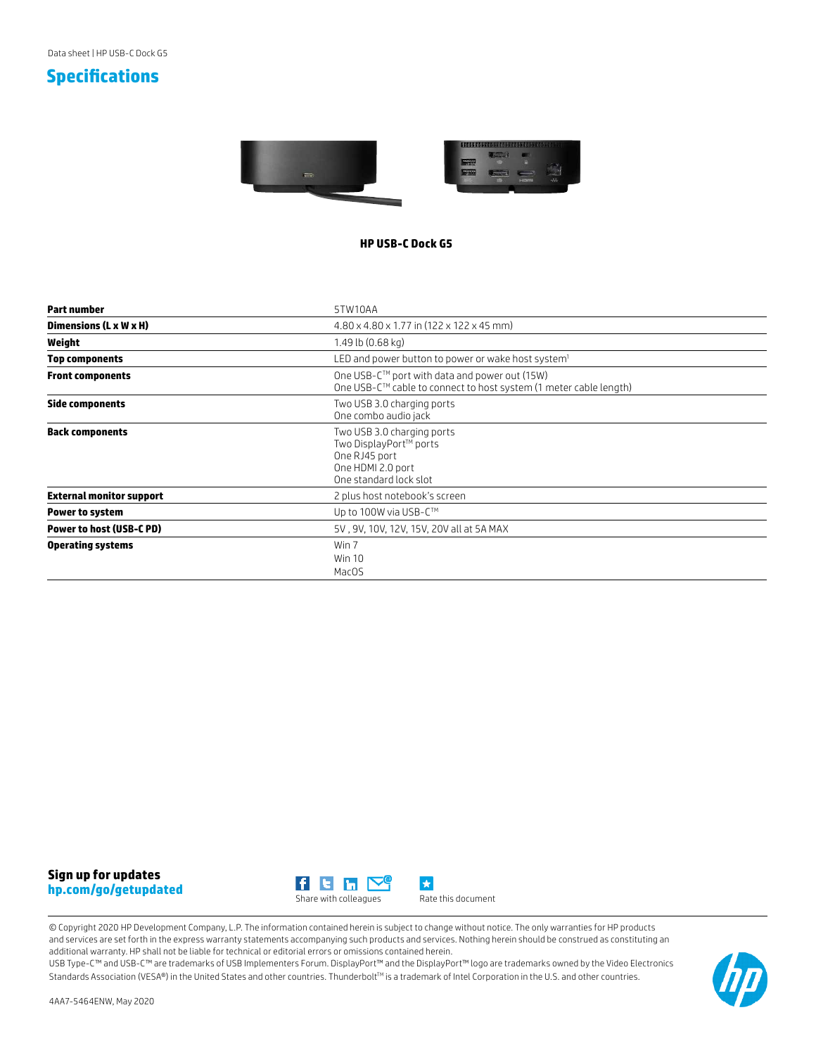## Specifications

**HP USB-C Dock G5**

| | |
|---|---|
| **Part number** | 5TW10AA |
| **Dimensions (L x W x H)** | 4.80 x 4.80 x 1.77 in (122 x 122 x 45 mm) |
| **Weight** | 1.49 lb (0.68 kg) |
| **Top components** | LED and power button to power or wake host system[1] |
| **Front components** | One USB-C™ port with data and power out (15W)<br>One USB-C™ cable to connect to host system (1 meter cable length) |
| **Side components** | Two USB 3.0 charging ports<br>One combo audio jack |
| **Back components** | Two USB 3.0 charging ports<br>Two DisplayPort™ ports<br>One RJ45 port<br>One HDMI 2.0 port<br>One standard lock slot |
| **External monitor support** | 2 plus host notebook's screen |
| **Power to system** | Up to 100W via USB-C™ |
| **Power to host (USB-C PD)** | 5V , 9V, 10V, 12V, 15V, 20V all at 5A MAX |
| **Operating systems** | Win 7<br>Win 10<br>MacOS |

**Sign up for updates**
**hp.com/go/getupdated**

Share with colleagues

Rate this document

© Copyright 2020 HP Development Company, L.P. The information contained herein is subject to change without notice. The only warranties for HP products and services are set forth in the express warranty statements accompanying such products and services. Nothing herein should be construed as constituting an additional warranty. HP shall not be liable for technical or editorial errors or omissions contained herein.
USB Type-C™ and USB-C™ are trademarks of USB Implementers Forum. DisplayPort™ and the DisplayPort™ logo are trademarks owned by the Video Electronics Standards Association (VESA®) in the United States and other countries. Thunderbolt™ is a trademark of Intel Corporation in the U.S. and other countries.

4AA7-5464ENW, May 2020